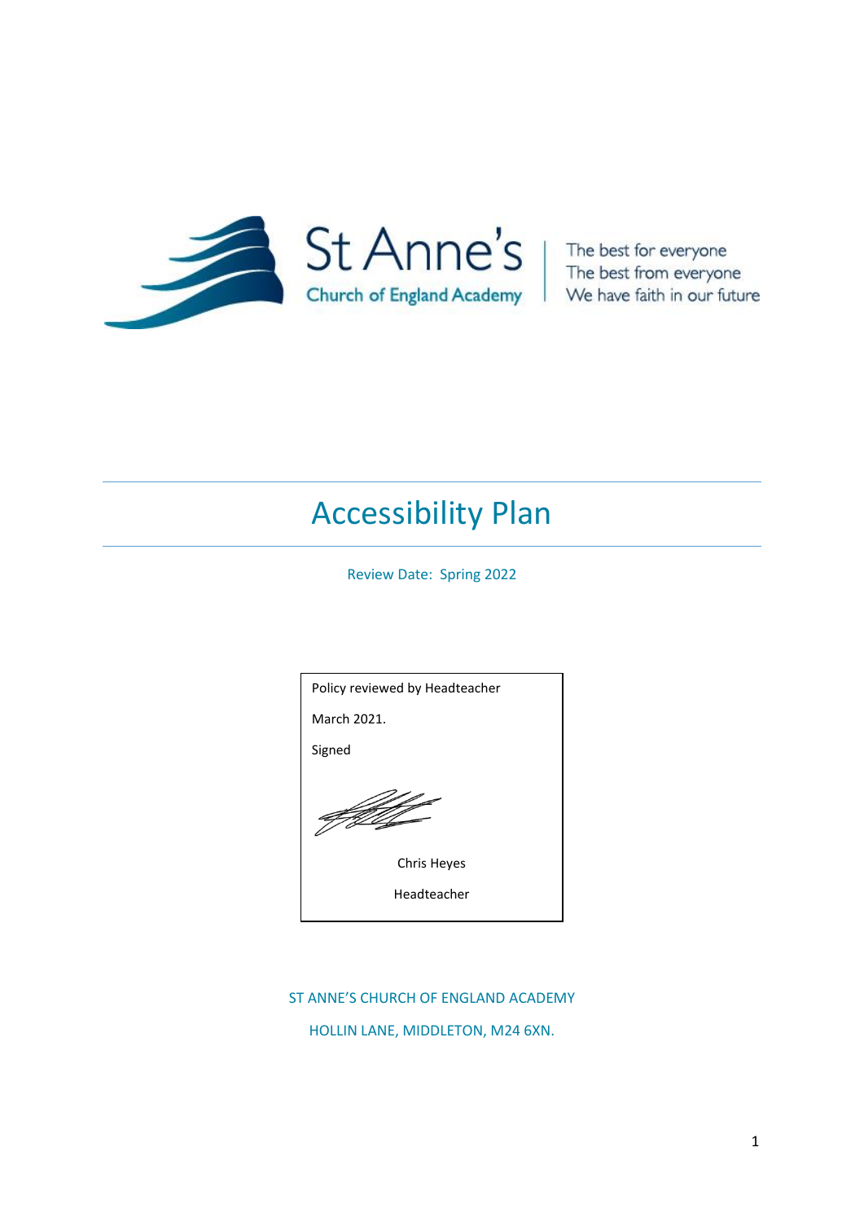St Anne's
Church of England Academy

The best for everyone
The best from everyone
We have faith in our future

# Accessibility Plan

Review Date: Spring 2022

Policy reviewed by Headteacher

March 2021.

Signed

Chris Heyes

Headteacher

ST ANNE'S CHURCH OF ENGLAND ACADEMY

HOLLIN LANE, MIDDLETON, M24 6XN.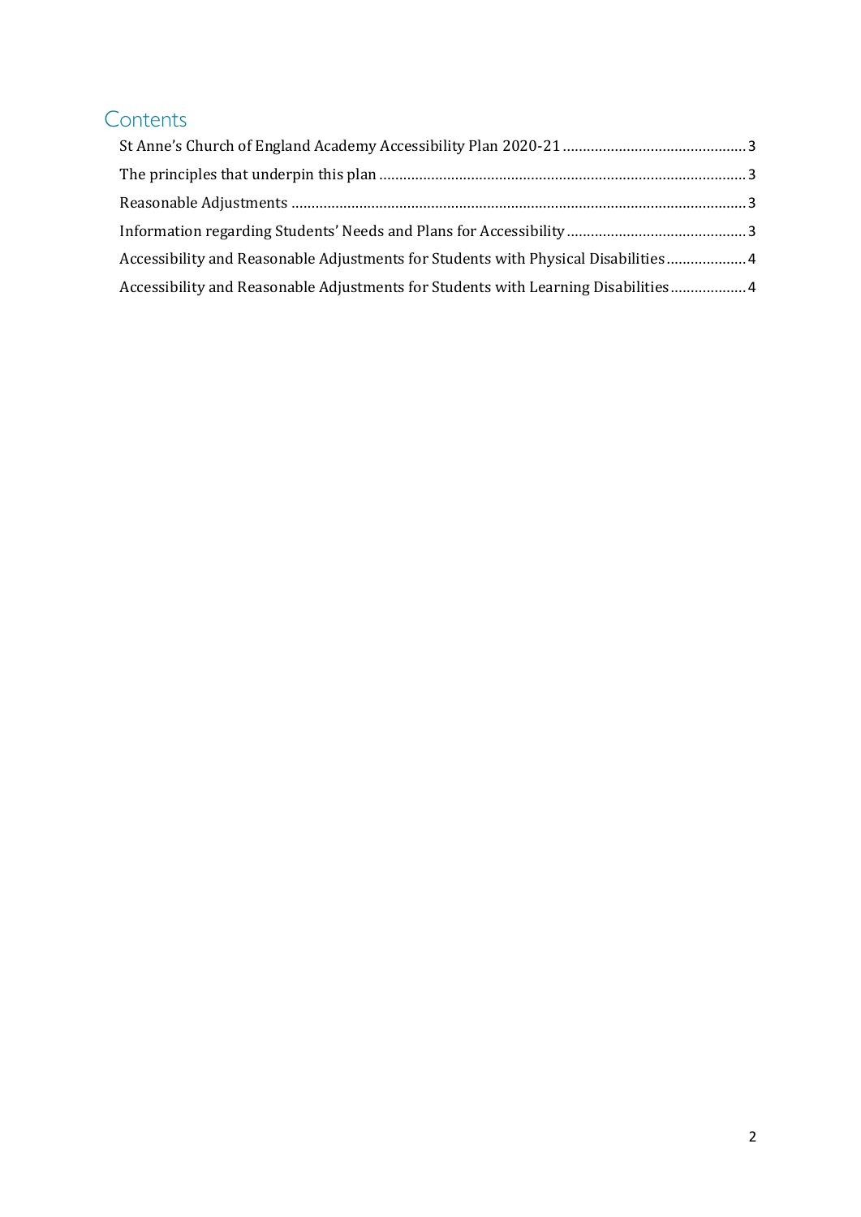# Contents

St Anne's Church of England Academy Accessibility Plan 2020-21 .......... 3

The principles that underpin this plan .......... 3

Reasonable Adjustments .......... 3

Information regarding Students' Needs and Plans for Accessibility .......... 3

Accessibility and Reasonable Adjustments for Students with Physical Disabilities .......... 4

Accessibility and Reasonable Adjustments for Students with Learning Disabilities .......... 4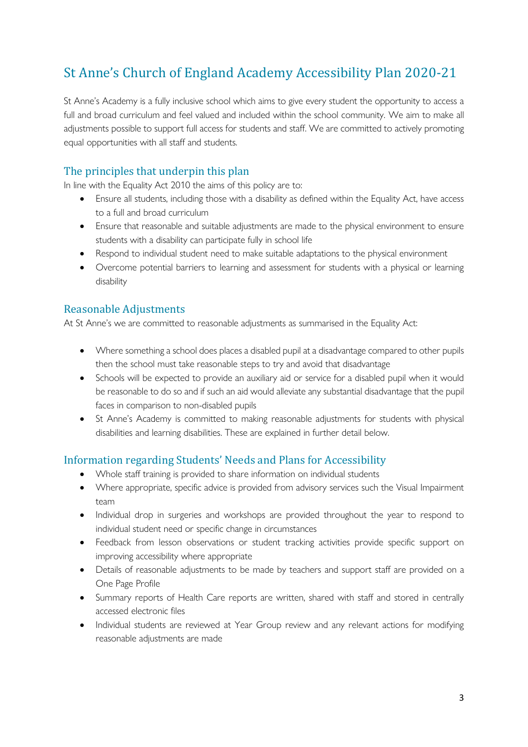# St Anne's Church of England Academy Accessibility Plan 2020-21

St Anne's Academy is a fully inclusive school which aims to give every student the opportunity to access a full and broad curriculum and feel valued and included within the school community. We aim to make all adjustments possible to support full access for students and staff. We are committed to actively promoting equal opportunities with all staff and students.

## The principles that underpin this plan

In line with the Equality Act 2010 the aims of this policy are to:

- Ensure all students, including those with a disability as defined within the Equality Act, have access to a full and broad curriculum
- Ensure that reasonable and suitable adjustments are made to the physical environment to ensure students with a disability can participate fully in school life
- Respond to individual student need to make suitable adaptations to the physical environment
- Overcome potential barriers to learning and assessment for students with a physical or learning disability

## Reasonable Adjustments

At St Anne's we are committed to reasonable adjustments as summarised in the Equality Act:

- Where something a school does places a disabled pupil at a disadvantage compared to other pupils then the school must take reasonable steps to try and avoid that disadvantage
- Schools will be expected to provide an auxiliary aid or service for a disabled pupil when it would be reasonable to do so and if such an aid would alleviate any substantial disadvantage that the pupil faces in comparison to non-disabled pupils
- St Anne's Academy is committed to making reasonable adjustments for students with physical disabilities and learning disabilities. These are explained in further detail below.

## Information regarding Students' Needs and Plans for Accessibility

- Whole staff training is provided to share information on individual students
- Where appropriate, specific advice is provided from advisory services such the Visual Impairment team
- Individual drop in surgeries and workshops are provided throughout the year to respond to individual student need or specific change in circumstances
- Feedback from lesson observations or student tracking activities provide specific support on improving accessibility where appropriate
- Details of reasonable adjustments to be made by teachers and support staff are provided on a One Page Profile
- Summary reports of Health Care reports are written, shared with staff and stored in centrally accessed electronic files
- Individual students are reviewed at Year Group review and any relevant actions for modifying reasonable adjustments are made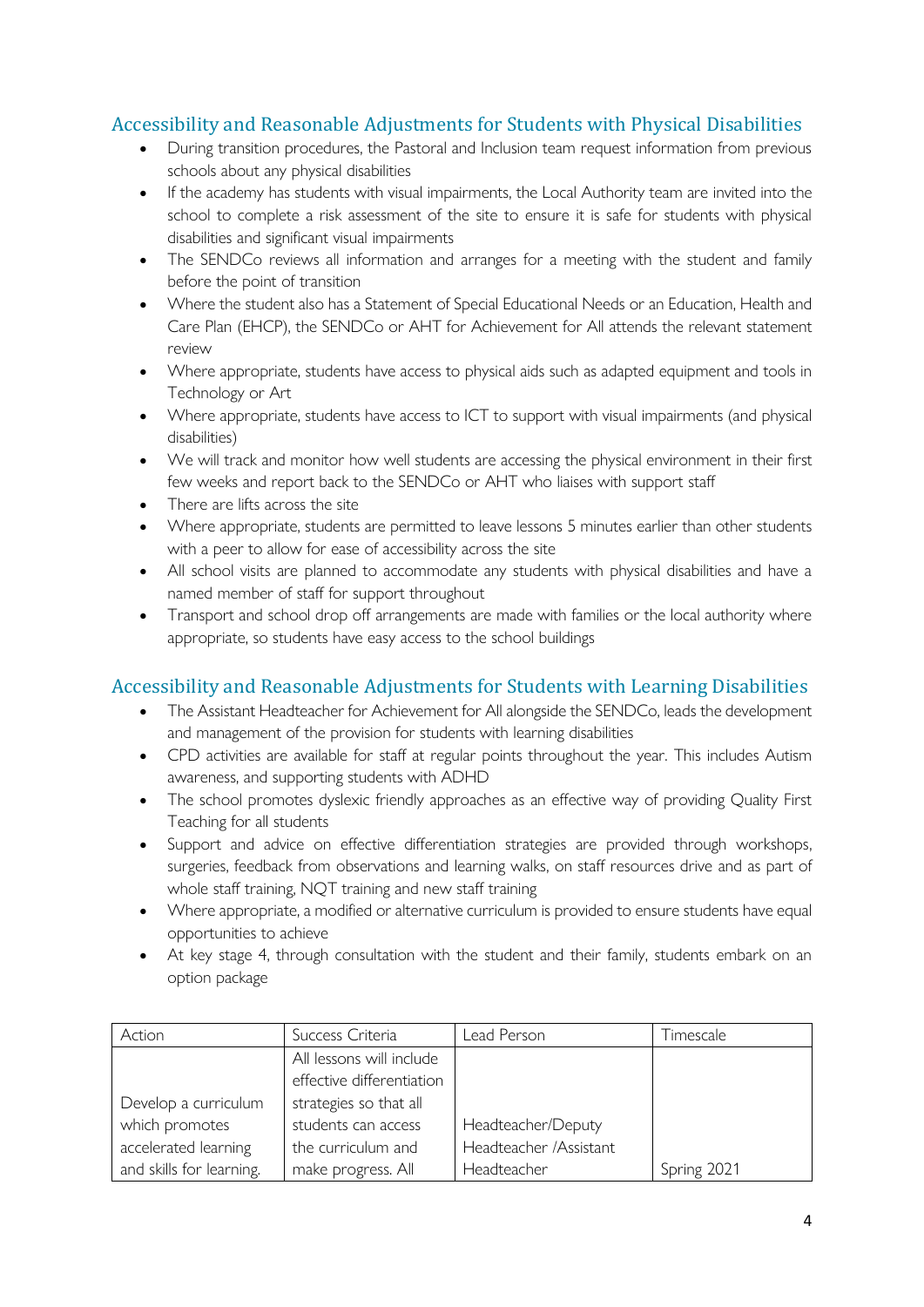## Accessibility and Reasonable Adjustments for Students with Physical Disabilities

- During transition procedures, the Pastoral and Inclusion team request information from previous schools about any physical disabilities
- If the academy has students with visual impairments, the Local Authority team are invited into the school to complete a risk assessment of the site to ensure it is safe for students with physical disabilities and significant visual impairments
- The SENDCo reviews all information and arranges for a meeting with the student and family before the point of transition
- Where the student also has a Statement of Special Educational Needs or an Education, Health and Care Plan (EHCP), the SENDCo or AHT for Achievement for All attends the relevant statement review
- Where appropriate, students have access to physical aids such as adapted equipment and tools in Technology or Art
- Where appropriate, students have access to ICT to support with visual impairments (and physical disabilities)
- We will track and monitor how well students are accessing the physical environment in their first few weeks and report back to the SENDCo or AHT who liaises with support staff
- There are lifts across the site
- Where appropriate, students are permitted to leave lessons 5 minutes earlier than other students with a peer to allow for ease of accessibility across the site
- All school visits are planned to accommodate any students with physical disabilities and have a named member of staff for support throughout
- Transport and school drop off arrangements are made with families or the local authority where appropriate, so students have easy access to the school buildings

## Accessibility and Reasonable Adjustments for Students with Learning Disabilities

- The Assistant Headteacher for Achievement for All alongside the SENDCo, leads the development and management of the provision for students with learning disabilities
- CPD activities are available for staff at regular points throughout the year. This includes Autism awareness, and supporting students with ADHD
- The school promotes dyslexic friendly approaches as an effective way of providing Quality First Teaching for all students
- Support and advice on effective differentiation strategies are provided through workshops, surgeries, feedback from observations and learning walks, on staff resources drive and as part of whole staff training, NQT training and new staff training
- Where appropriate, a modified or alternative curriculum is provided to ensure students have equal opportunities to achieve
- At key stage 4, through consultation with the student and their family, students embark on an option package

| Action | Success Criteria | Lead Person | Timescale |
|---|---|---|---|
| Develop a curriculum which promotes accelerated learning and skills for learning. | All lessons will include effective differentiation strategies so that all students can access the curriculum and make progress. All | Headteacher/Deputy Headteacher /Assistant Headteacher | Spring 2021 |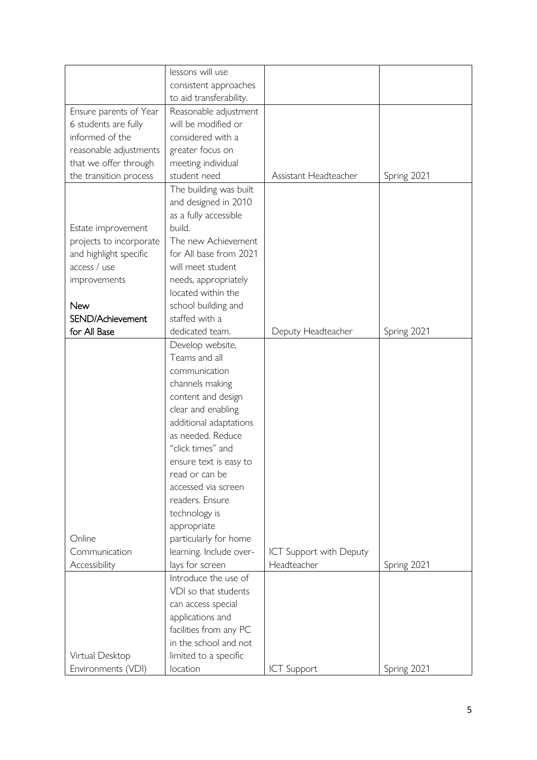| | | | |
|---|---|---|---|
| | lessons will use consistent approaches to aid transferability. | | |
| Ensure parents of Year 6 students are fully informed of the reasonable adjustments that we offer through the transition process | Reasonable adjustment will be modified or considered with a greater focus on meeting individual student need | Assistant Headteacher | Spring 2021 |
| Estate improvement projects to incorporate and highlight specific access / use improvements<br><br>**New SEND/Achievement for All Base** | The building was built and designed in 2010 as a fully accessible build.<br>The new Achievement for All base from 2021 will meet student needs, appropriately located within the school building and staffed with a dedicated team. | Deputy Headteacher | Spring 2021 |
| Online Communication Accessibility | Develop website, Teams and all communication channels making content and design clear and enabling additional adaptations as needed. Reduce "click times" and ensure text is easy to read or can be accessed via screen readers. Ensure technology is appropriate particularly for home learning. Include over-lays for screen | ICT Support with Deputy Headteacher | Spring 2021 |
| Virtual Desktop Environments (VDI) | Introduce the use of VDI so that students can access special applications and facilities from any PC in the school and not limited to a specific location | ICT Support | Spring 2021 |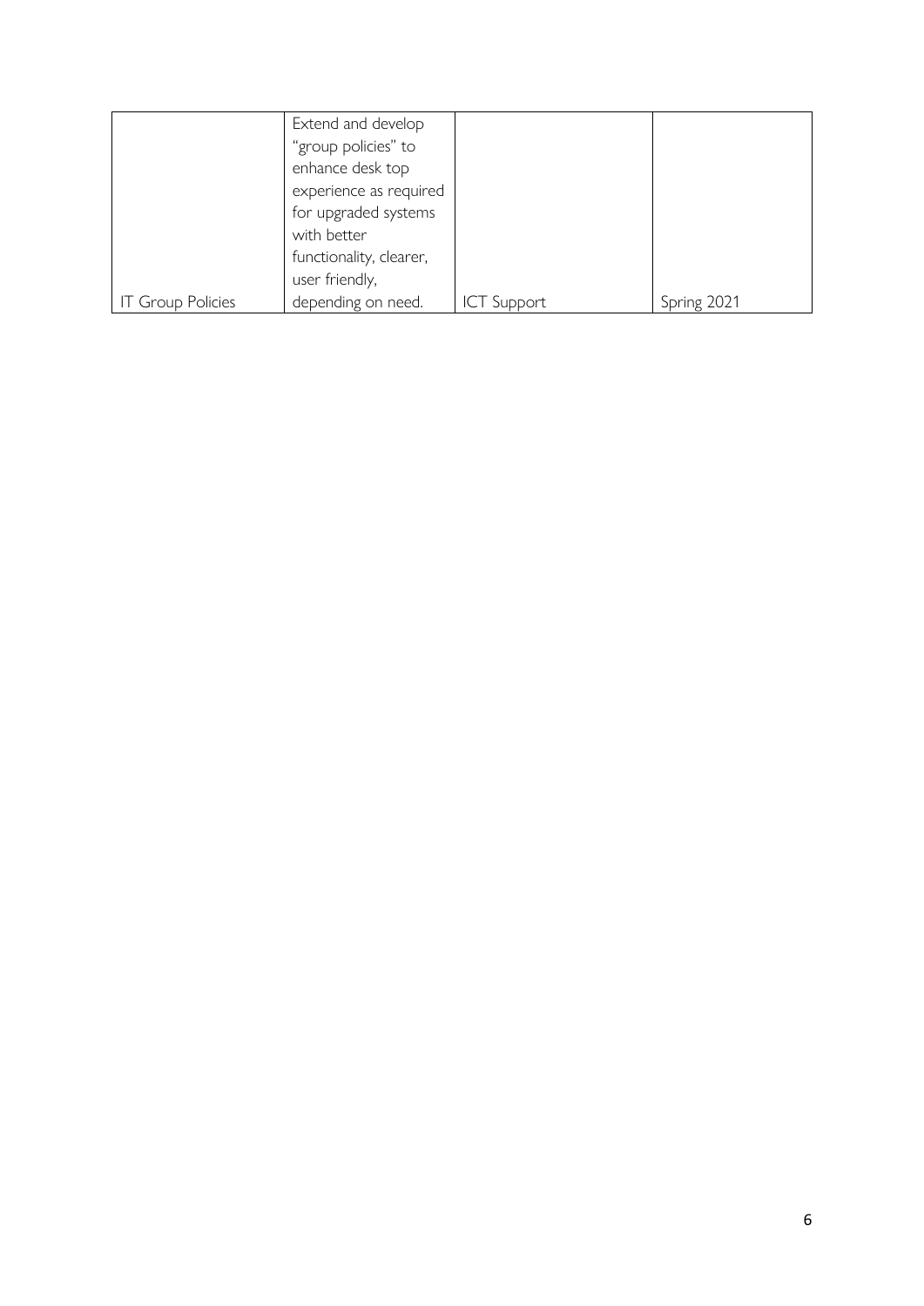| | | | |
|---|---|---|---|
| IT Group Policies | Extend and develop "group policies" to enhance desk top experience as required for upgraded systems with better functionality, clearer, user friendly, depending on need. | ICT Support | Spring 2021 |